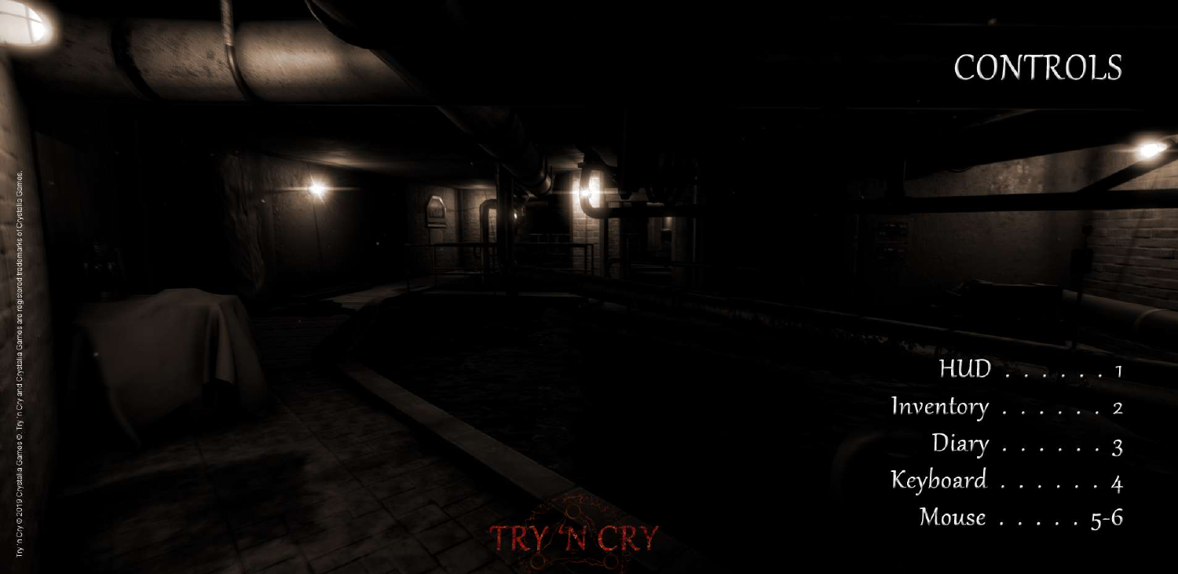# CONTROLS

HUD . . . . . . 1
Inventory . . . . . . 2
Diary . . . . . . 3
Keyboard . . . . . . 4
Mouse . . . . . 5-6

TRY 'N CRY

Try 'n Cry © 2019 Crystalia Games © Try 'n Cry and Crystalia Games are registered trademarks of Crystalia Games.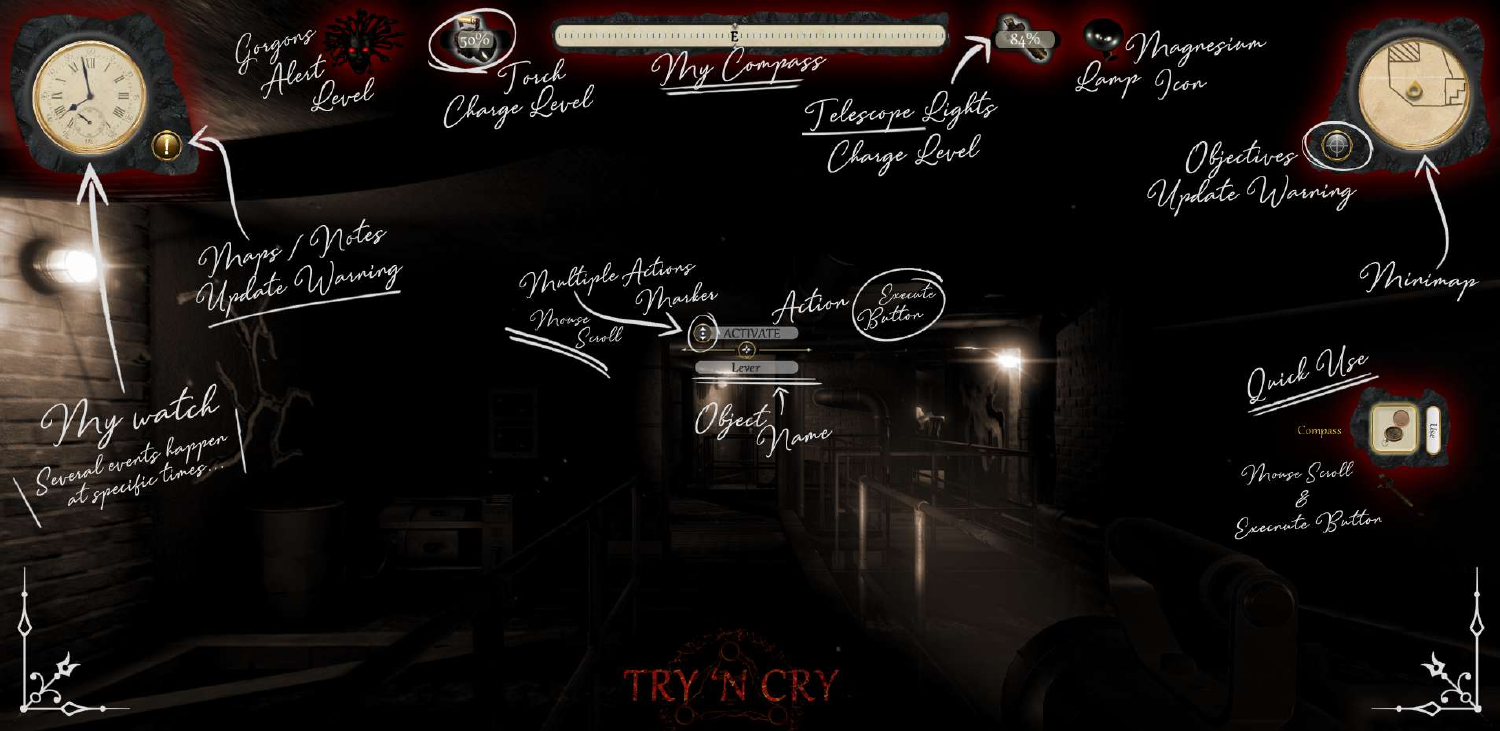Gorgons Alert Level

Torch Charge Level

50%

My Compass

E

Telescope Lights Charge Level

84%

Magnesium Lamp Icon

Maps / Notes Update Warning

Objectives Update Warning

Minimap

Multiple Actions Marker

Mouse Scroll

Action

Execute Button

ACTIVATE

Lever

Object Name

My watch

Several events happen at specific times...

Quick Use

Compass

Use

Mouse Scroll & Execute Button

TRY 'N CRY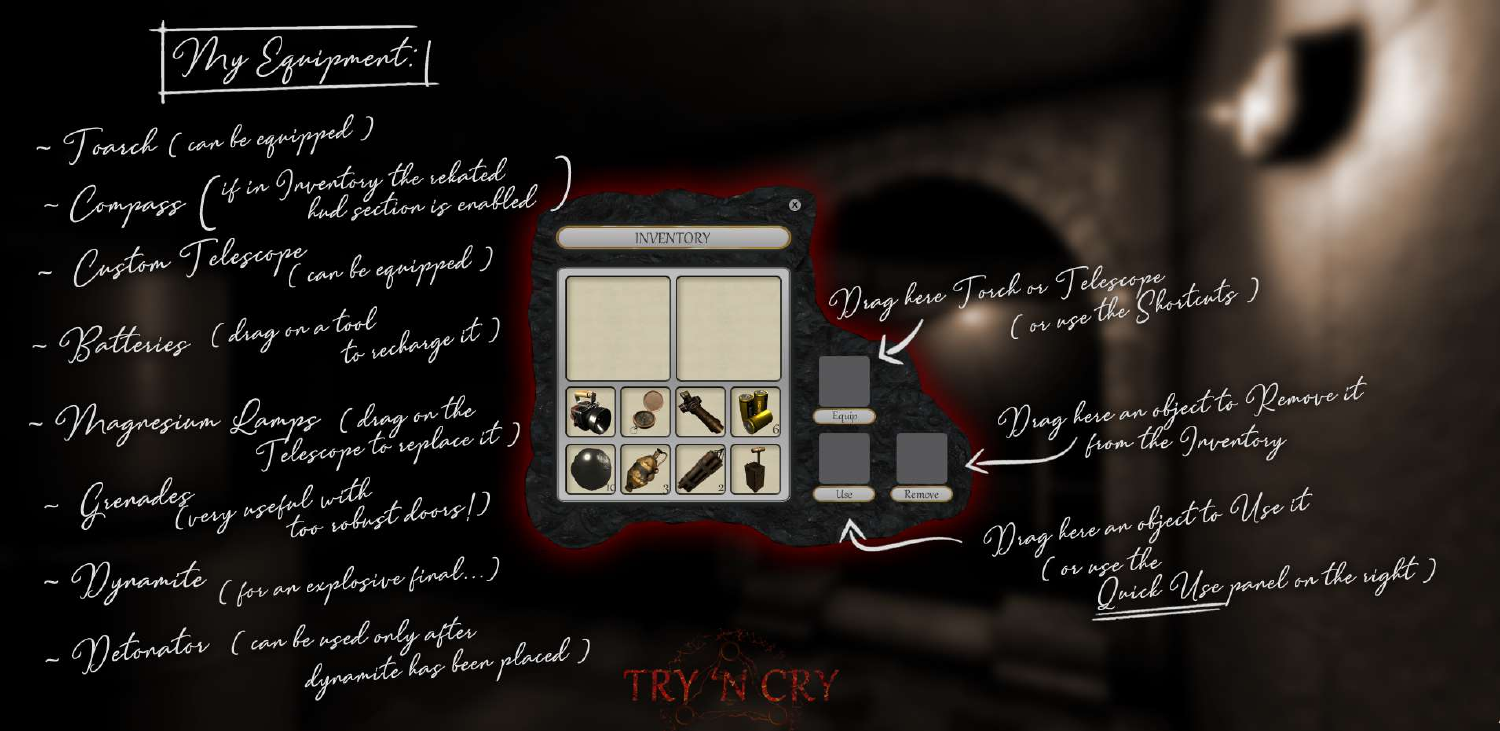# My Equipment:

- Toarch ( can be equipped )
- Compass ( if in Inventory the rekated hud section is enabled )
- Custom Telescope ( can be equipped )
- Batteries ( drag on a tool to recharge it )
- Magnesium Lamps ( drag on the Telescope to replace it )
- Grenades ( very useful with too robust doors! )
- Dynamite ( for an explosive final... )
- Detonator ( can be used only after dynamite has been placed )

INVENTORY

Equip

Use

Remove

Drag here Torch or Telescope ( or use the Shortcuts )

Drag here an object to Remove it from the Inventory

Drag here an object to Use it ( or use the Quick Use panel on the right )

TRY 'N' CRY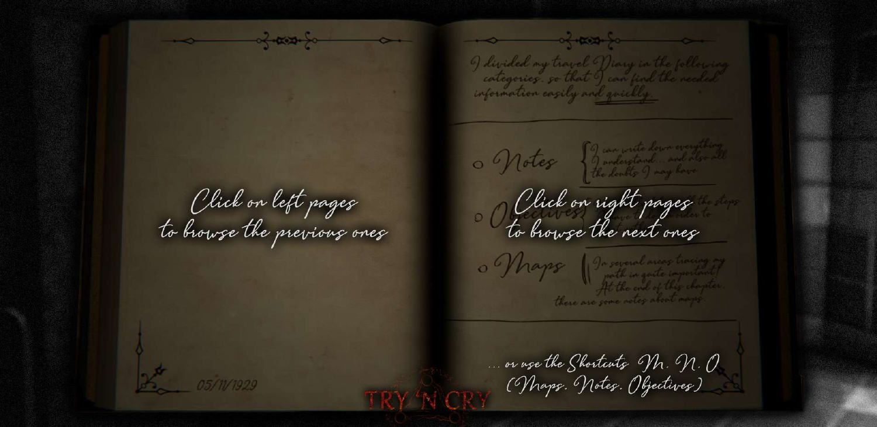Click on left pages
to browse the previous ones

05/11/1929

I divided my travel Diary in the following categories, so that I can find the needed information easily and quickly.

- Notes — I can write down everything I understand... and also all the doubts I may have.
- Objectives — ...the steps ...have to ...order to ...
- Maps — In several areas tracing my path is quite important! At the end of this chapter, there are some notes about maps.

Click on right pages
to browse the next ones

... or use the Shortcuts M, N, O
(Maps, Notes, Objectives)

TRY 'N CRY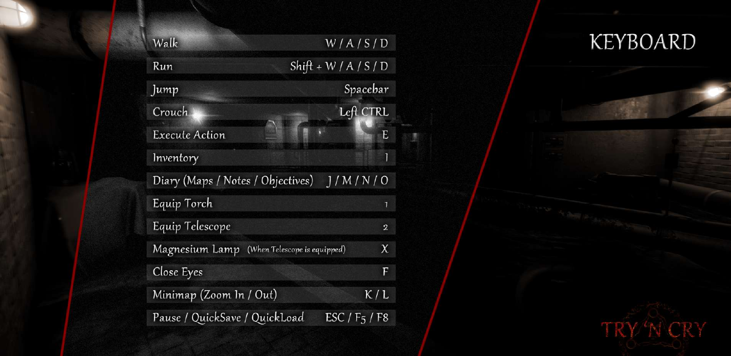# KEYBOARD

| Action | Key |
|---|---|
| Walk | W / A / S / D |
| Run | Shift + W / A / S / D |
| Jump | Spacebar |
| Crouch | Left CTRL |
| Execute Action | E |
| Inventory | I |
| Diary (Maps / Notes / Objectives) | J / M / N / O |
| Equip Torch | 1 |
| Equip Telescope | 2 |
| Magnesium Lamp (When Telescope is equipped) | X |
| Close Eyes | F |
| Minimap (Zoom In / Out) | K / L |
| Pause / QuickSave / QuickLoad | ESC / F5 / F8 |

TRY 'N CRY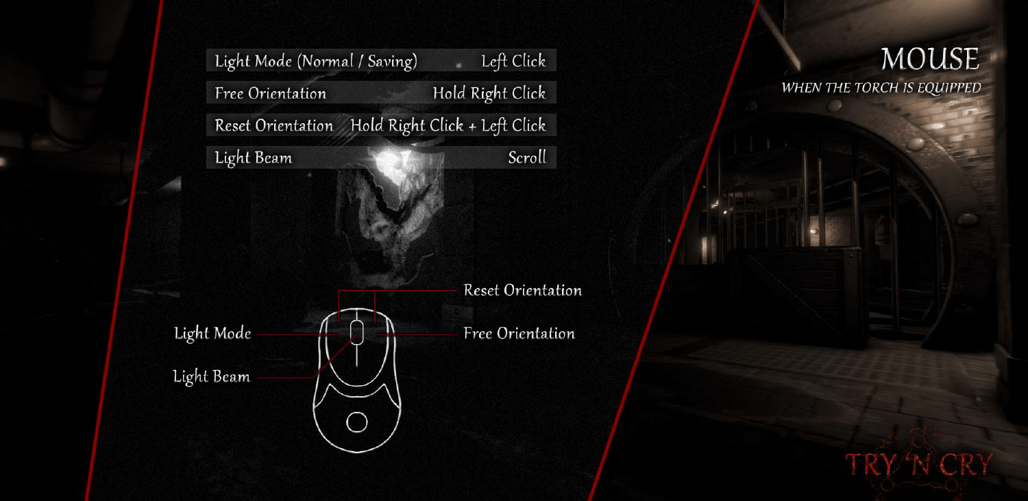# MOUSE

*WHEN THE TORCH IS EQUIPPED*

| Action | Input |
| --- | --- |
| Light Mode (Normal / Saving) | Left Click |
| Free Orientation | Hold Right Click |
| Reset Orientation | Hold Right Click + Left Click |
| Light Beam | Scroll |

Reset Orientation

Light Mode

Free Orientation

Light Beam

TRY 'N CRY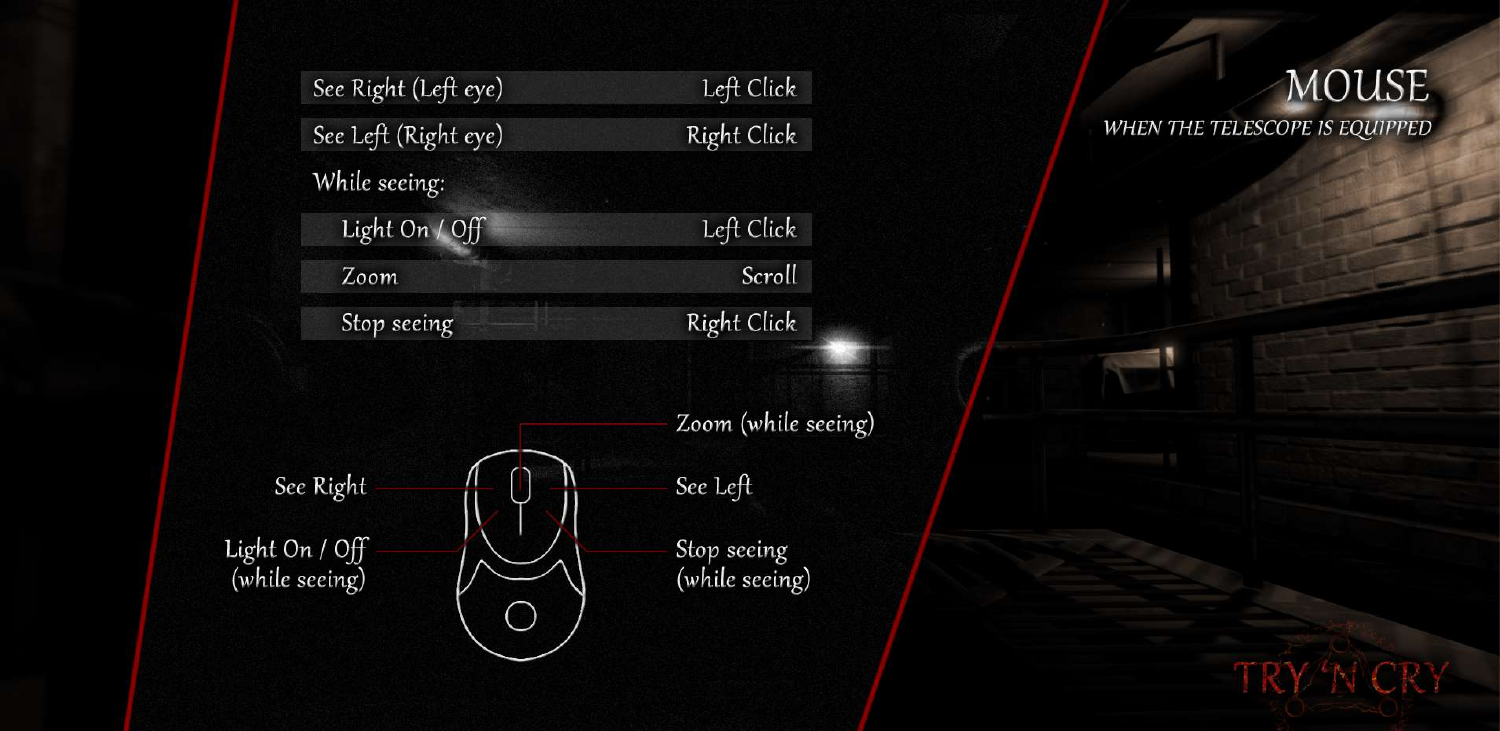# MOUSE

*WHEN THE TELESCOPE IS EQUIPPED*

| | |
|---|---|
| See Right (Left eye) | Left Click |
| See Left (Right eye) | Right Click |
| While seeing: | |
| Light On / Off | Left Click |
| Zoom | Scroll |
| Stop seeing | Right Click |

Zoom (while seeing)

See Right

See Left

Light On / Off (while seeing)

Stop seeing (while seeing)

TRY 'N CRY